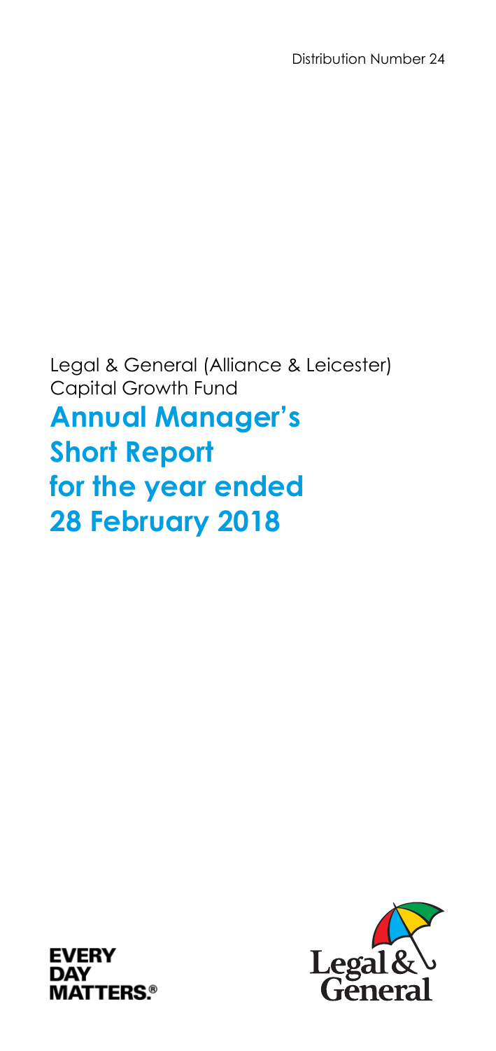Distribution Number 24

Legal & General (Alliance & Leicester) Capital Growth Fund

# Annual Manager's Short Report for the year ended 28 February 2018

EVERY DAY MATTERS.®

Legal & General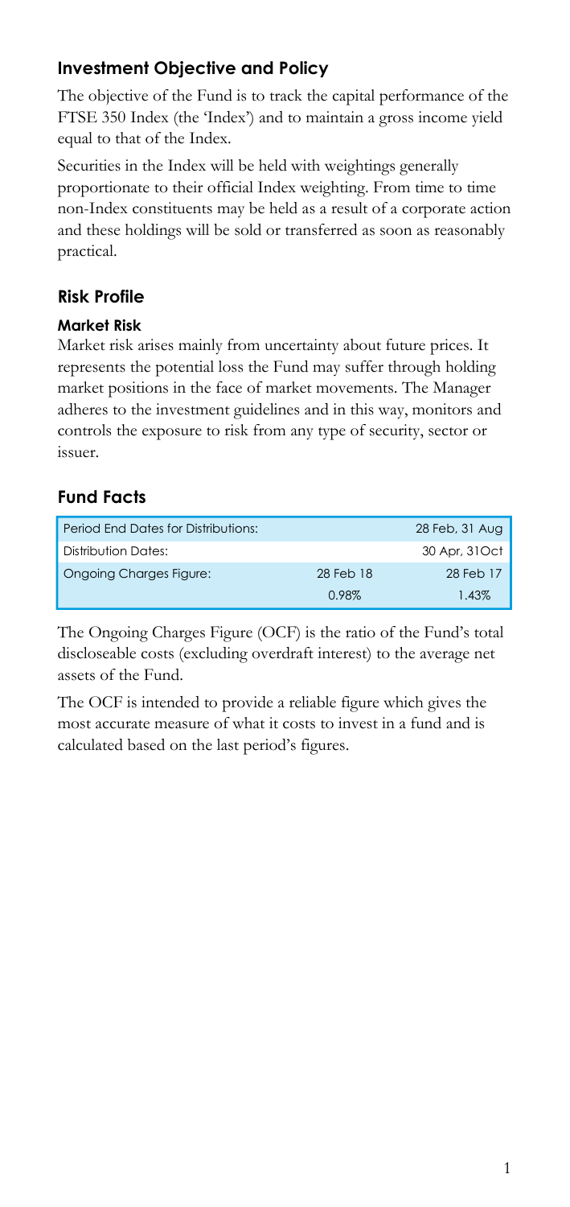## Investment Objective and Policy

The objective of the Fund is to track the capital performance of the FTSE 350 Index (the 'Index') and to maintain a gross income yield equal to that of the Index.

Securities in the Index will be held with weightings generally proportionate to their official Index weighting. From time to time non-Index constituents may be held as a result of a corporate action and these holdings will be sold or transferred as soon as reasonably practical.

## Risk Profile

### Market Risk

Market risk arises mainly from uncertainty about future prices. It represents the potential loss the Fund may suffer through holding market positions in the face of market movements. The Manager adheres to the investment guidelines and in this way, monitors and controls the exposure to risk from any type of security, sector or issuer.

## Fund Facts

| | | |
|---|---|---|
| Period End Dates for Distributions: | | 28 Feb, 31 Aug |
| Distribution Dates: | | 30 Apr, 31Oct |
| Ongoing Charges Figure: | 28 Feb 18 | 28 Feb 17 |
| | 0.98% | 1.43% |

The Ongoing Charges Figure (OCF) is the ratio of the Fund's total discloseable costs (excluding overdraft interest) to the average net assets of the Fund.

The OCF is intended to provide a reliable figure which gives the most accurate measure of what it costs to invest in a fund and is calculated based on the last period's figures.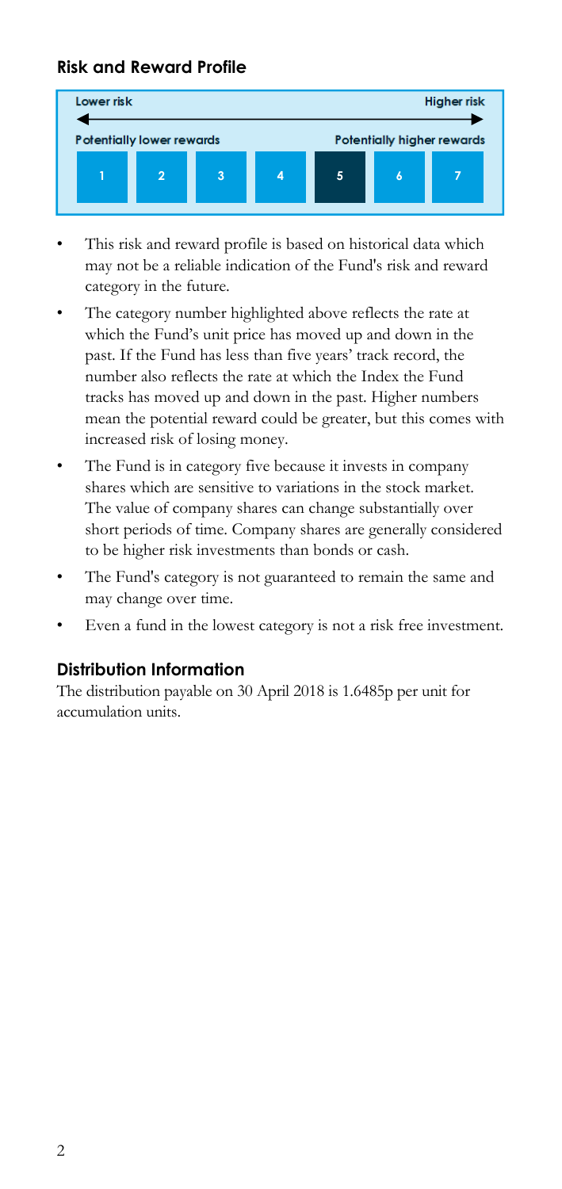## Risk and Reward Profile

| Lower risk | | | | | | Higher risk |
|---|---|---|---|---|---|---|
| Potentially lower rewards | | | | Potentially higher rewards | | |
| 1 | 2 | 3 | 4 | **5** | 6 | 7 |

- This risk and reward profile is based on historical data which may not be a reliable indication of the Fund's risk and reward category in the future.
- The category number highlighted above reflects the rate at which the Fund's unit price has moved up and down in the past. If the Fund has less than five years' track record, the number also reflects the rate at which the Index the Fund tracks has moved up and down in the past. Higher numbers mean the potential reward could be greater, but this comes with increased risk of losing money.
- The Fund is in category five because it invests in company shares which are sensitive to variations in the stock market. The value of company shares can change substantially over short periods of time. Company shares are generally considered to be higher risk investments than bonds or cash.
- The Fund's category is not guaranteed to remain the same and may change over time.
- Even a fund in the lowest category is not a risk free investment.

## Distribution Information

The distribution payable on 30 April 2018 is 1.6485p per unit for accumulation units.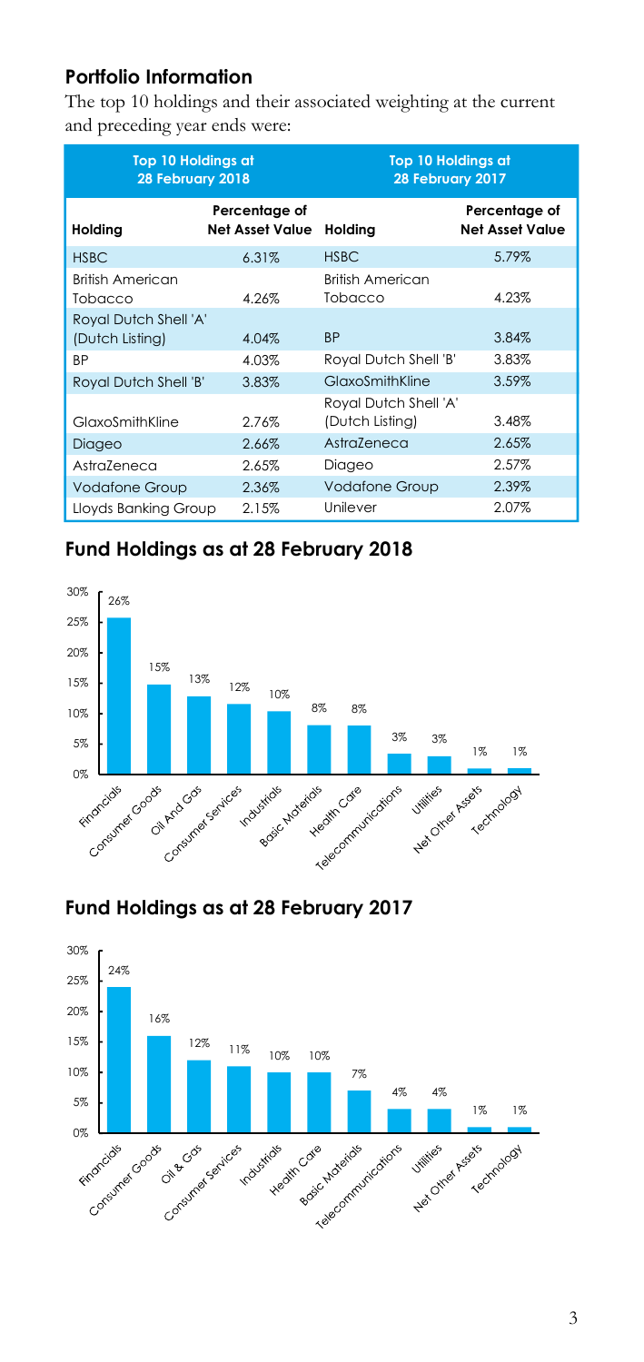## Portfolio Information

The top 10 holdings and their associated weighting at the current and preceding year ends were:

| Top 10 Holdings at 28 February 2018 | | Top 10 Holdings at 28 February 2017 | |
|---|---|---|---|
| **Holding** | **Percentage of Net Asset Value** | **Holding** | **Percentage of Net Asset Value** |
| HSBC | 6.31% | HSBC | 5.79% |
| British American Tobacco | 4.26% | British American Tobacco | 4.23% |
| Royal Dutch Shell 'A' (Dutch Listing) | 4.04% | BP | 3.84% |
| BP | 4.03% | Royal Dutch Shell 'B' | 3.83% |
| Royal Dutch Shell 'B' | 3.83% | GlaxoSmithKline | 3.59% |
| GlaxoSmithKline | 2.76% | Royal Dutch Shell 'A' (Dutch Listing) | 3.48% |
| Diageo | 2.66% | AstraZeneca | 2.65% |
| AstraZeneca | 2.65% | Diageo | 2.57% |
| Vodafone Group | 2.36% | Vodafone Group | 2.39% |
| Lloyds Banking Group | 2.15% | Unilever | 2.07% |

## Fund Holdings as at 28 February 2018

| Sector | % |
|---|---|
| Financials | 26% |
| Consumer Goods | 15% |
| Oil And Gas | 13% |
| Consumer Services | 12% |
| Industrials | 10% |
| Basic Materials | 8% |
| Health Care | 8% |
| Telecommunications | 3% |
| Utilities | 3% |
| Net Other Assets | 1% |
| Technology | 1% |

## Fund Holdings as at 28 February 2017

| Sector | % |
|---|---|
| Financials | 24% |
| Consumer Goods | 16% |
| Oil & Gas | 12% |
| Consumer Services | 11% |
| Industrials | 10% |
| Health Care | 10% |
| Basic Materials | 7% |
| Telecommunications | 4% |
| Utilities | 4% |
| Net Other Assets | 1% |
| Technology | 1% |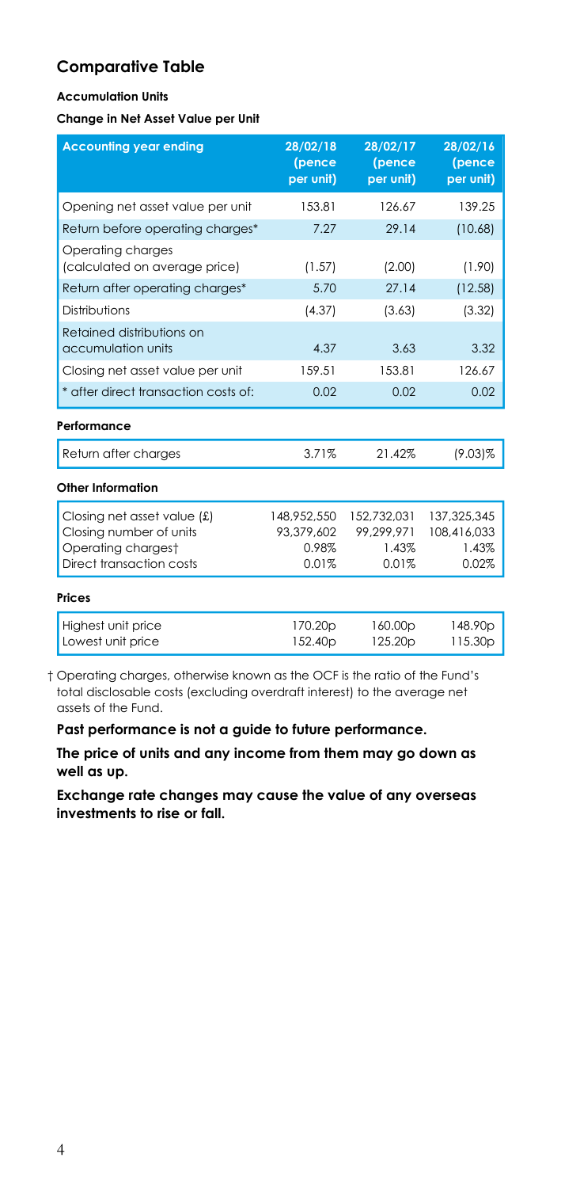## Comparative Table

**Accumulation Units**

**Change in Net Asset Value per Unit**

| Accounting year ending | 28/02/18 (pence per unit) | 28/02/17 (pence per unit) | 28/02/16 (pence per unit) |
|---|---|---|---|
| Opening net asset value per unit | 153.81 | 126.67 | 139.25 |
| Return before operating charges* | 7.27 | 29.14 | (10.68) |
| Operating charges (calculated on average price) | (1.57) | (2.00) | (1.90) |
| Return after operating charges* | 5.70 | 27.14 | (12.58) |
| Distributions | (4.37) | (3.63) | (3.32) |
| Retained distributions on accumulation units | 4.37 | 3.63 | 3.32 |
| Closing net asset value per unit | 159.51 | 153.81 | 126.67 |
| * after direct transaction costs of: | 0.02 | 0.02 | 0.02 |
| **Performance** | | | |
| Return after charges | 3.71% | 21.42% | (9.03)% |
| **Other Information** | | | |
| Closing net asset value (£) | 148,952,550 | 152,732,031 | 137,325,345 |
| Closing number of units | 93,379,602 | 99,299,971 | 108,416,033 |
| Operating charges† | 0.98% | 1.43% | 1.43% |
| Direct transaction costs | 0.01% | 0.01% | 0.02% |
| **Prices** | | | |
| Highest unit price | 170.20p | 160.00p | 148.90p |
| Lowest unit price | 152.40p | 125.20p | 115.30p |

† Operating charges, otherwise known as the OCF is the ratio of the Fund's total disclosable costs (excluding overdraft interest) to the average net assets of the Fund.

**Past performance is not a guide to future performance.**

**The price of units and any income from them may go down as well as up.**

**Exchange rate changes may cause the value of any overseas investments to rise or fall.**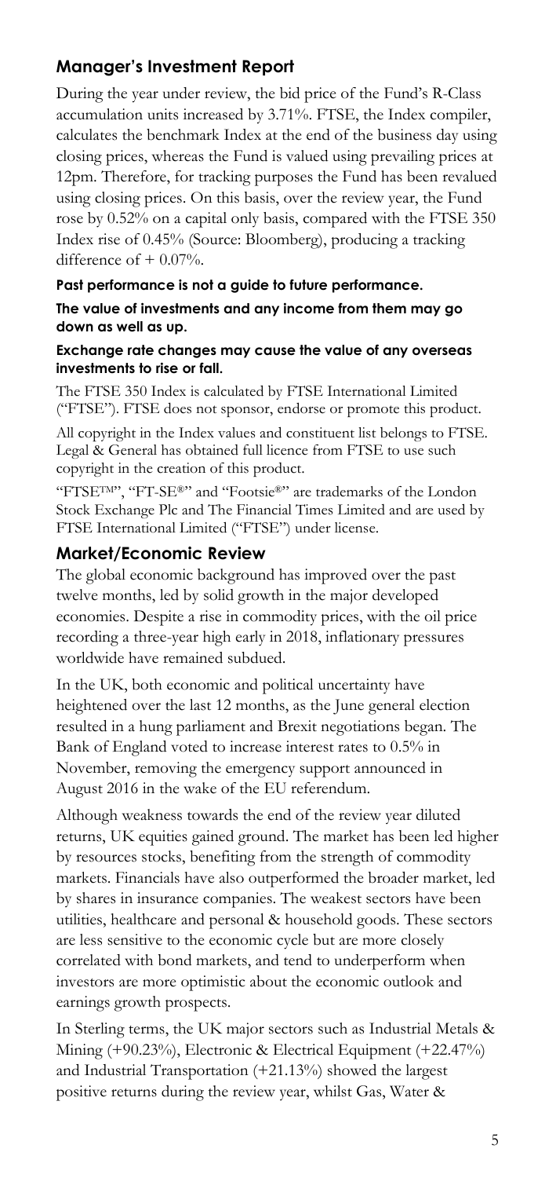## Manager's Investment Report

During the year under review, the bid price of the Fund's R-Class accumulation units increased by 3.71%. FTSE, the Index compiler, calculates the benchmark Index at the end of the business day using closing prices, whereas the Fund is valued using prevailing prices at 12pm. Therefore, for tracking purposes the Fund has been revalued using closing prices. On this basis, over the review year, the Fund rose by 0.52% on a capital only basis, compared with the FTSE 350 Index rise of 0.45% (Source: Bloomberg), producing a tracking difference of + 0.07%.

**Past performance is not a guide to future performance.**

**The value of investments and any income from them may go down as well as up.**

**Exchange rate changes may cause the value of any overseas investments to rise or fall.**

The FTSE 350 Index is calculated by FTSE International Limited ("FTSE"). FTSE does not sponsor, endorse or promote this product.

All copyright in the Index values and constituent list belongs to FTSE. Legal & General has obtained full licence from FTSE to use such copyright in the creation of this product.

"FTSE™", "FT-SE®" and "Footsie®" are trademarks of the London Stock Exchange Plc and The Financial Times Limited and are used by FTSE International Limited ("FTSE") under license.

## Market/Economic Review

The global economic background has improved over the past twelve months, led by solid growth in the major developed economies. Despite a rise in commodity prices, with the oil price recording a three-year high early in 2018, inflationary pressures worldwide have remained subdued.

In the UK, both economic and political uncertainty have heightened over the last 12 months, as the June general election resulted in a hung parliament and Brexit negotiations began. The Bank of England voted to increase interest rates to 0.5% in November, removing the emergency support announced in August 2016 in the wake of the EU referendum.

Although weakness towards the end of the review year diluted returns, UK equities gained ground. The market has been led higher by resources stocks, benefiting from the strength of commodity markets. Financials have also outperformed the broader market, led by shares in insurance companies. The weakest sectors have been utilities, healthcare and personal & household goods. These sectors are less sensitive to the economic cycle but are more closely correlated with bond markets, and tend to underperform when investors are more optimistic about the economic outlook and earnings growth prospects.

In Sterling terms, the UK major sectors such as Industrial Metals & Mining (+90.23%), Electronic & Electrical Equipment (+22.47%) and Industrial Transportation (+21.13%) showed the largest positive returns during the review year, whilst Gas, Water &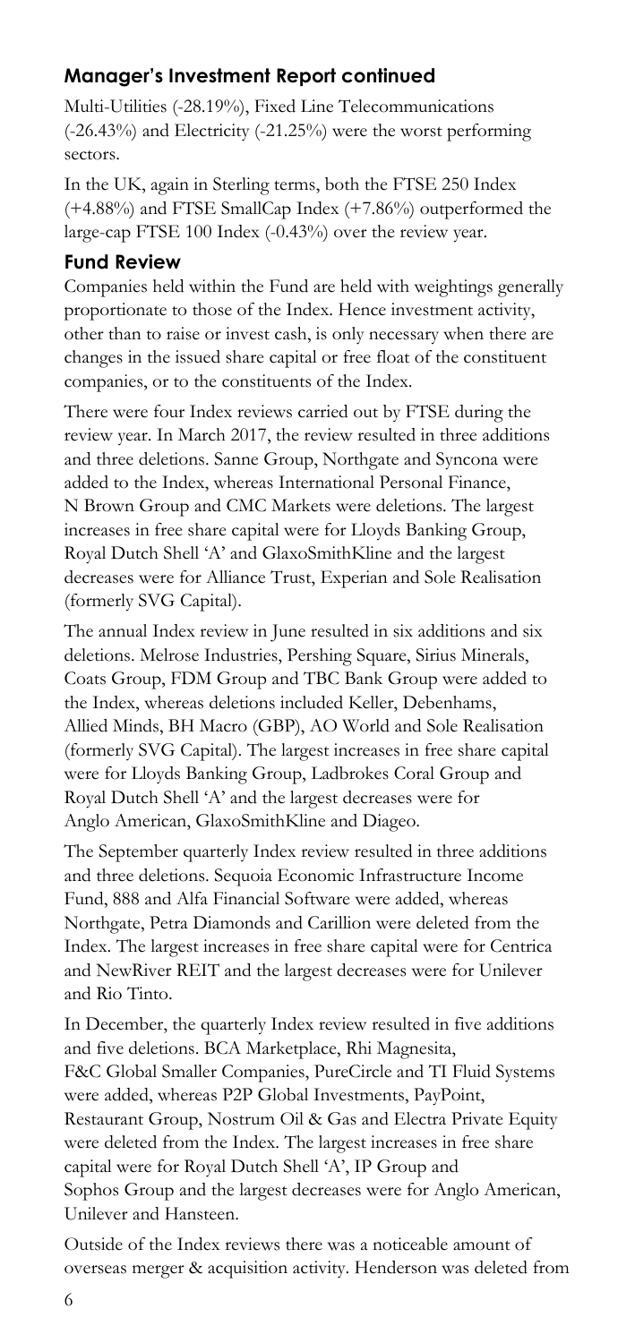## Manager's Investment Report continued

Multi-Utilities (-28.19%), Fixed Line Telecommunications (-26.43%) and Electricity (-21.25%) were the worst performing sectors.

In the UK, again in Sterling terms, both the FTSE 250 Index (+4.88%) and FTSE SmallCap Index (+7.86%) outperformed the large-cap FTSE 100 Index (-0.43%) over the review year.

## Fund Review

Companies held within the Fund are held with weightings generally proportionate to those of the Index. Hence investment activity, other than to raise or invest cash, is only necessary when there are changes in the issued share capital or free float of the constituent companies, or to the constituents of the Index.

There were four Index reviews carried out by FTSE during the review year. In March 2017, the review resulted in three additions and three deletions. Sanne Group, Northgate and Syncona were added to the Index, whereas International Personal Finance, N Brown Group and CMC Markets were deletions. The largest increases in free share capital were for Lloyds Banking Group, Royal Dutch Shell 'A' and GlaxoSmithKline and the largest decreases were for Alliance Trust, Experian and Sole Realisation (formerly SVG Capital).

The annual Index review in June resulted in six additions and six deletions. Melrose Industries, Pershing Square, Sirius Minerals, Coats Group, FDM Group and TBC Bank Group were added to the Index, whereas deletions included Keller, Debenhams, Allied Minds, BH Macro (GBP), AO World and Sole Realisation (formerly SVG Capital). The largest increases in free share capital were for Lloyds Banking Group, Ladbrokes Coral Group and Royal Dutch Shell 'A' and the largest decreases were for Anglo American, GlaxoSmithKline and Diageo.

The September quarterly Index review resulted in three additions and three deletions. Sequoia Economic Infrastructure Income Fund, 888 and Alfa Financial Software were added, whereas Northgate, Petra Diamonds and Carillion were deleted from the Index. The largest increases in free share capital were for Centrica and NewRiver REIT and the largest decreases were for Unilever and Rio Tinto.

In December, the quarterly Index review resulted in five additions and five deletions. BCA Marketplace, Rhi Magnesita, F&C Global Smaller Companies, PureCircle and TI Fluid Systems were added, whereas P2P Global Investments, PayPoint, Restaurant Group, Nostrum Oil & Gas and Electra Private Equity were deleted from the Index. The largest increases in free share capital were for Royal Dutch Shell 'A', IP Group and Sophos Group and the largest decreases were for Anglo American, Unilever and Hansteen.

Outside of the Index reviews there was a noticeable amount of overseas merger & acquisition activity. Henderson was deleted from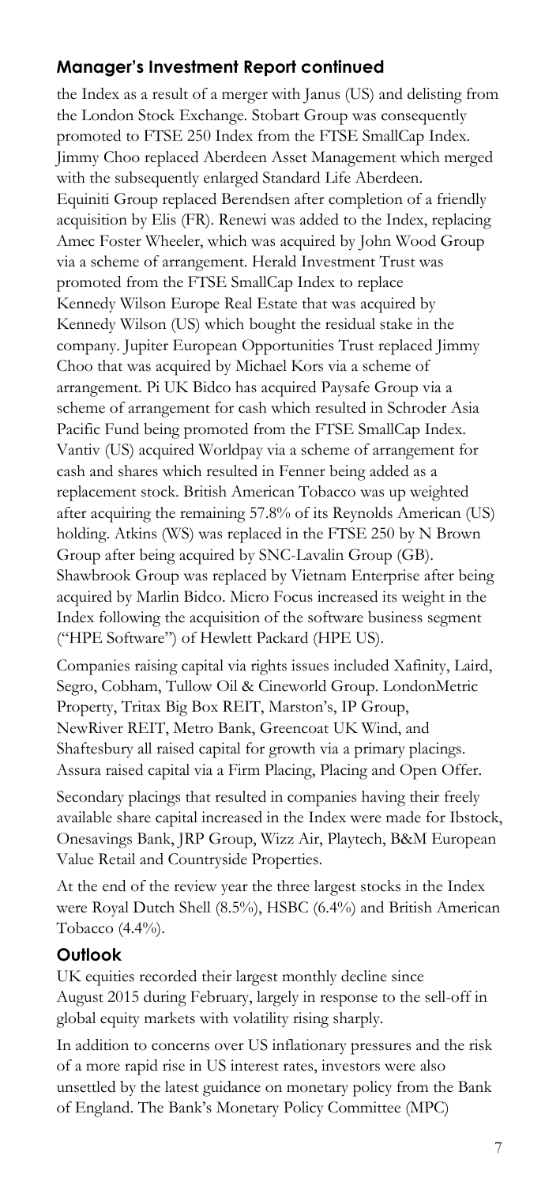## Manager's Investment Report continued

the Index as a result of a merger with Janus (US) and delisting from the London Stock Exchange. Stobart Group was consequently promoted to FTSE 250 Index from the FTSE SmallCap Index. Jimmy Choo replaced Aberdeen Asset Management which merged with the subsequently enlarged Standard Life Aberdeen. Equiniti Group replaced Berendsen after completion of a friendly acquisition by Elis (FR). Renewi was added to the Index, replacing Amec Foster Wheeler, which was acquired by John Wood Group via a scheme of arrangement. Herald Investment Trust was promoted from the FTSE SmallCap Index to replace Kennedy Wilson Europe Real Estate that was acquired by Kennedy Wilson (US) which bought the residual stake in the company. Jupiter European Opportunities Trust replaced Jimmy Choo that was acquired by Michael Kors via a scheme of arrangement. Pi UK Bidco has acquired Paysafe Group via a scheme of arrangement for cash which resulted in Schroder Asia Pacific Fund being promoted from the FTSE SmallCap Index. Vantiv (US) acquired Worldpay via a scheme of arrangement for cash and shares which resulted in Fenner being added as a replacement stock. British American Tobacco was up weighted after acquiring the remaining 57.8% of its Reynolds American (US) holding. Atkins (WS) was replaced in the FTSE 250 by N Brown Group after being acquired by SNC-Lavalin Group (GB). Shawbrook Group was replaced by Vietnam Enterprise after being acquired by Marlin Bidco. Micro Focus increased its weight in the Index following the acquisition of the software business segment ("HPE Software") of Hewlett Packard (HPE US).

Companies raising capital via rights issues included Xafinity, Laird, Segro, Cobham, Tullow Oil & Cineworld Group. LondonMetric Property, Tritax Big Box REIT, Marston's, IP Group, NewRiver REIT, Metro Bank, Greencoat UK Wind, and Shaftesbury all raised capital for growth via a primary placings. Assura raised capital via a Firm Placing, Placing and Open Offer.

Secondary placings that resulted in companies having their freely available share capital increased in the Index were made for Ibstock, Onesavings Bank, JRP Group, Wizz Air, Playtech, B&M European Value Retail and Countryside Properties.

At the end of the review year the three largest stocks in the Index were Royal Dutch Shell (8.5%), HSBC (6.4%) and British American Tobacco (4.4%).

## Outlook

UK equities recorded their largest monthly decline since August 2015 during February, largely in response to the sell-off in global equity markets with volatility rising sharply.

In addition to concerns over US inflationary pressures and the risk of a more rapid rise in US interest rates, investors were also unsettled by the latest guidance on monetary policy from the Bank of England. The Bank's Monetary Policy Committee (MPC)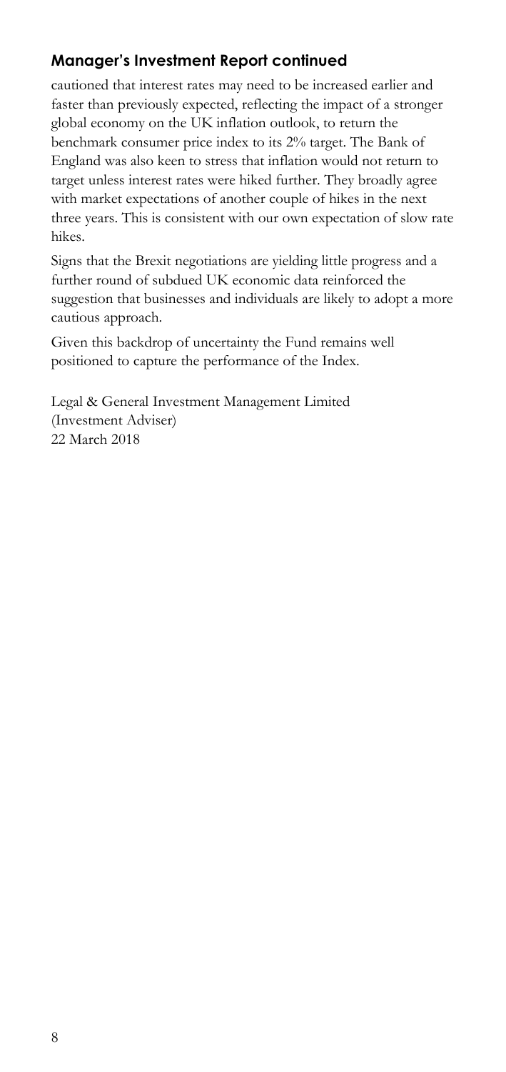## Manager's Investment Report continued

cautioned that interest rates may need to be increased earlier and faster than previously expected, reflecting the impact of a stronger global economy on the UK inflation outlook, to return the benchmark consumer price index to its 2% target. The Bank of England was also keen to stress that inflation would not return to target unless interest rates were hiked further. They broadly agree with market expectations of another couple of hikes in the next three years. This is consistent with our own expectation of slow rate hikes.

Signs that the Brexit negotiations are yielding little progress and a further round of subdued UK economic data reinforced the suggestion that businesses and individuals are likely to adopt a more cautious approach.

Given this backdrop of uncertainty the Fund remains well positioned to capture the performance of the Index.

Legal & General Investment Management Limited
(Investment Adviser)
22 March 2018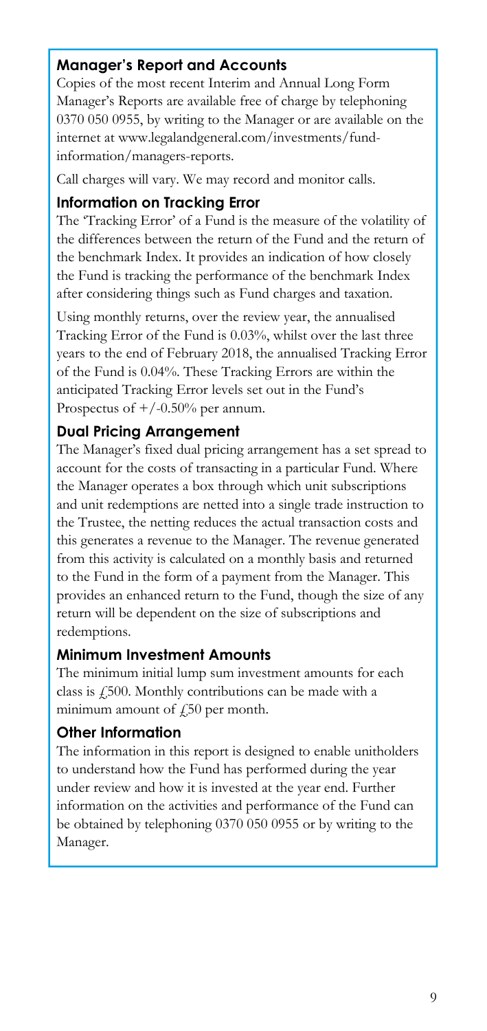### Manager's Report and Accounts

Copies of the most recent Interim and Annual Long Form Manager's Reports are available free of charge by telephoning 0370 050 0955, by writing to the Manager or are available on the internet at www.legalandgeneral.com/investments/fund-information/managers-reports.

Call charges will vary. We may record and monitor calls.

### Information on Tracking Error

The 'Tracking Error' of a Fund is the measure of the volatility of the differences between the return of the Fund and the return of the benchmark Index. It provides an indication of how closely the Fund is tracking the performance of the benchmark Index after considering things such as Fund charges and taxation.

Using monthly returns, over the review year, the annualised Tracking Error of the Fund is 0.03%, whilst over the last three years to the end of February 2018, the annualised Tracking Error of the Fund is 0.04%. These Tracking Errors are within the anticipated Tracking Error levels set out in the Fund's Prospectus of +/-0.50% per annum.

### Dual Pricing Arrangement

The Manager's fixed dual pricing arrangement has a set spread to account for the costs of transacting in a particular Fund. Where the Manager operates a box through which unit subscriptions and unit redemptions are netted into a single trade instruction to the Trustee, the netting reduces the actual transaction costs and this generates a revenue to the Manager. The revenue generated from this activity is calculated on a monthly basis and returned to the Fund in the form of a payment from the Manager. This provides an enhanced return to the Fund, though the size of any return will be dependent on the size of subscriptions and redemptions.

### Minimum Investment Amounts

The minimum initial lump sum investment amounts for each class is £500. Monthly contributions can be made with a minimum amount of £50 per month.

### Other Information

The information in this report is designed to enable unitholders to understand how the Fund has performed during the year under review and how it is invested at the year end. Further information on the activities and performance of the Fund can be obtained by telephoning 0370 050 0955 or by writing to the Manager.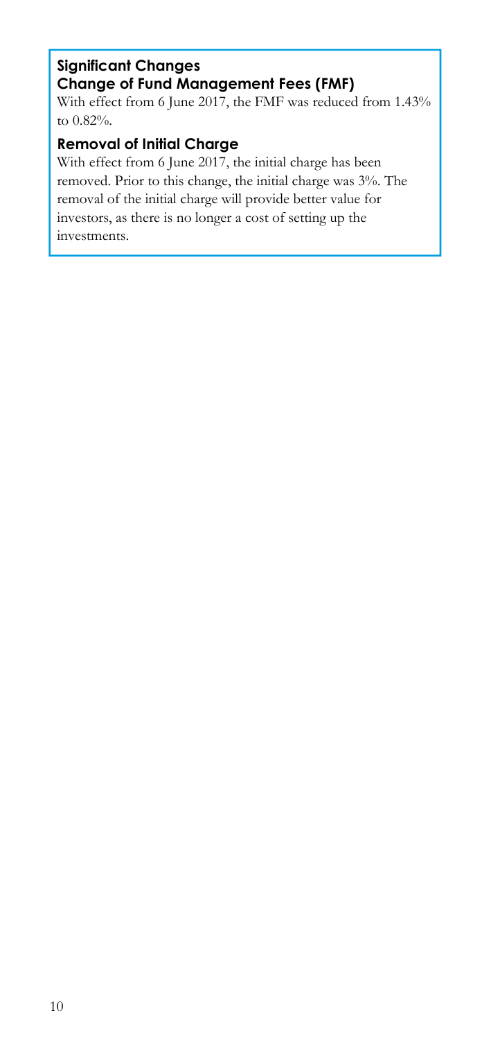## Significant Changes

### Change of Fund Management Fees (FMF)

With effect from 6 June 2017, the FMF was reduced from 1.43% to 0.82%.

### Removal of Initial Charge

With effect from 6 June 2017, the initial charge has been removed. Prior to this change, the initial charge was 3%. The removal of the initial charge will provide better value for investors, as there is no longer a cost of setting up the investments.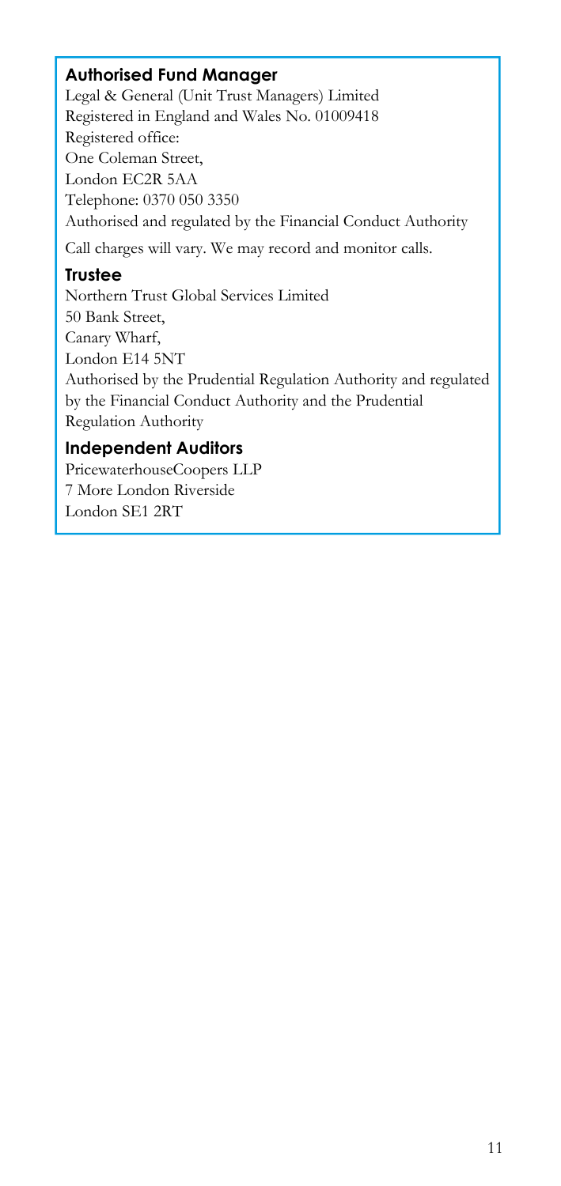### Authorised Fund Manager

Legal & General (Unit Trust Managers) Limited
Registered in England and Wales No. 01009418
Registered office:
One Coleman Street,
London EC2R 5AA
Telephone: 0370 050 3350
Authorised and regulated by the Financial Conduct Authority

Call charges will vary. We may record and monitor calls.

### Trustee

Northern Trust Global Services Limited
50 Bank Street,
Canary Wharf,
London E14 5NT
Authorised by the Prudential Regulation Authority and regulated by the Financial Conduct Authority and the Prudential Regulation Authority

### Independent Auditors

PricewaterhouseCoopers LLP
7 More London Riverside
London SE1 2RT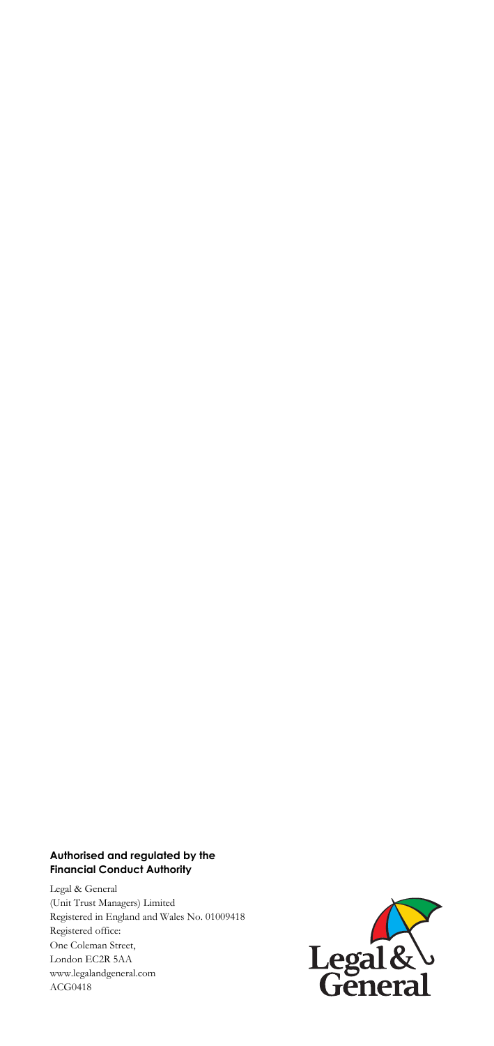**Authorised and regulated by the Financial Conduct Authority**

Legal & General
(Unit Trust Managers) Limited
Registered in England and Wales No. 01009418
Registered office:
One Coleman Street,
London EC2R 5AA
www.legalandgeneral.com
ACG0418